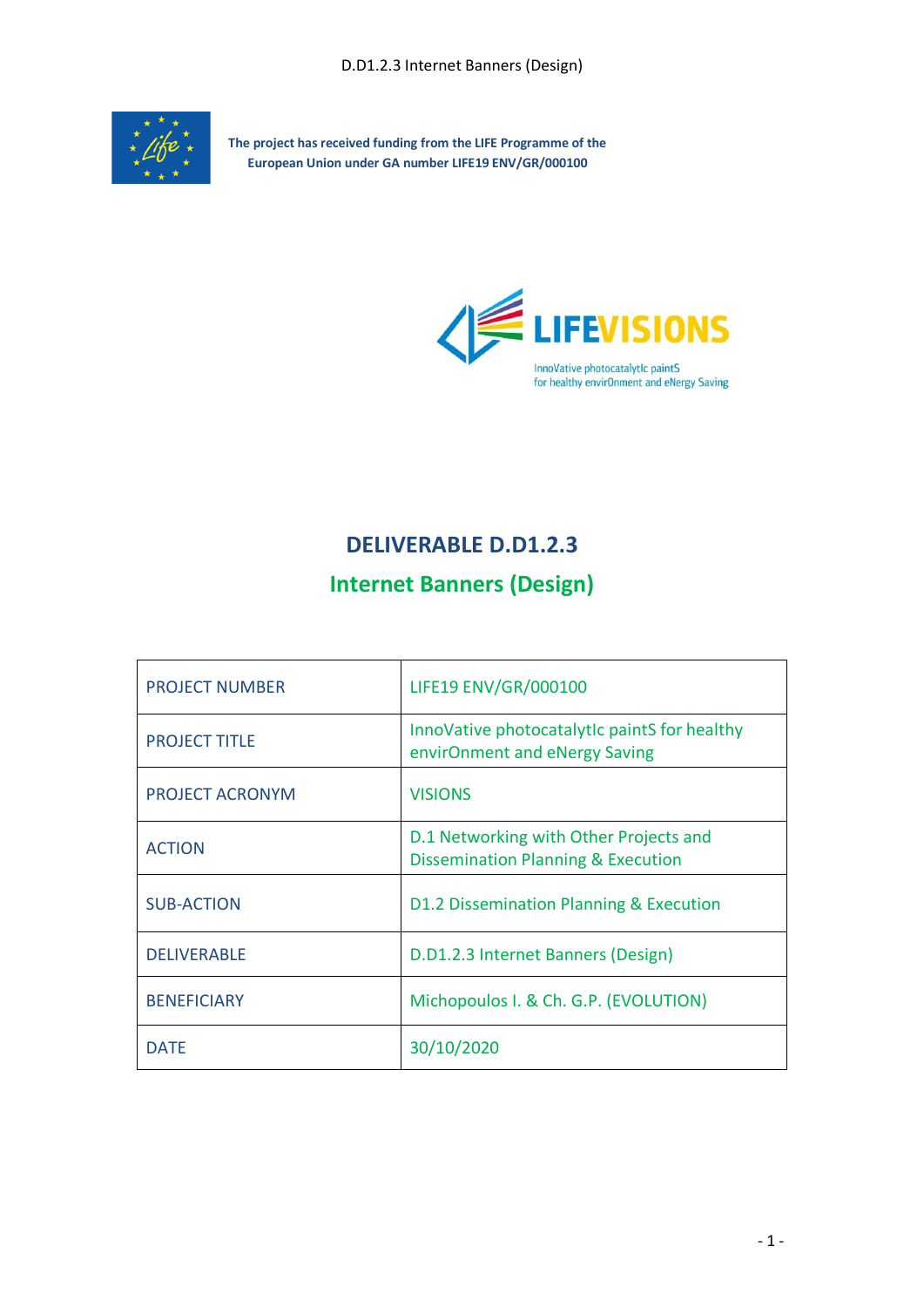The project has received funding from the LIFE Programme of the European Union under GA number LIFE19 ENV/GR/000100

LIFEVISIONS

InnoVative photocatalytIc paintS for healthy envirOnment and eNergy Saving

# DELIVERABLE D.D1.2.3

## Internet Banners (Design)

| | |
|---|---|
| PROJECT NUMBER | LIFE19 ENV/GR/000100 |
| PROJECT TITLE | InnoVative photocatalytIc paintS for healthy envirOnment and eNergy Saving |
| PROJECT ACRONYM | VISIONS |
| ACTION | D.1 Networking with Other Projects and Dissemination Planning & Execution |
| SUB-ACTION | D1.2 Dissemination Planning & Execution |
| DELIVERABLE | D.D1.2.3 Internet Banners (Design) |
| BENEFICIARY | Michopoulos I. & Ch. G.P. (EVOLUTION) |
| DATE | 30/10/2020 |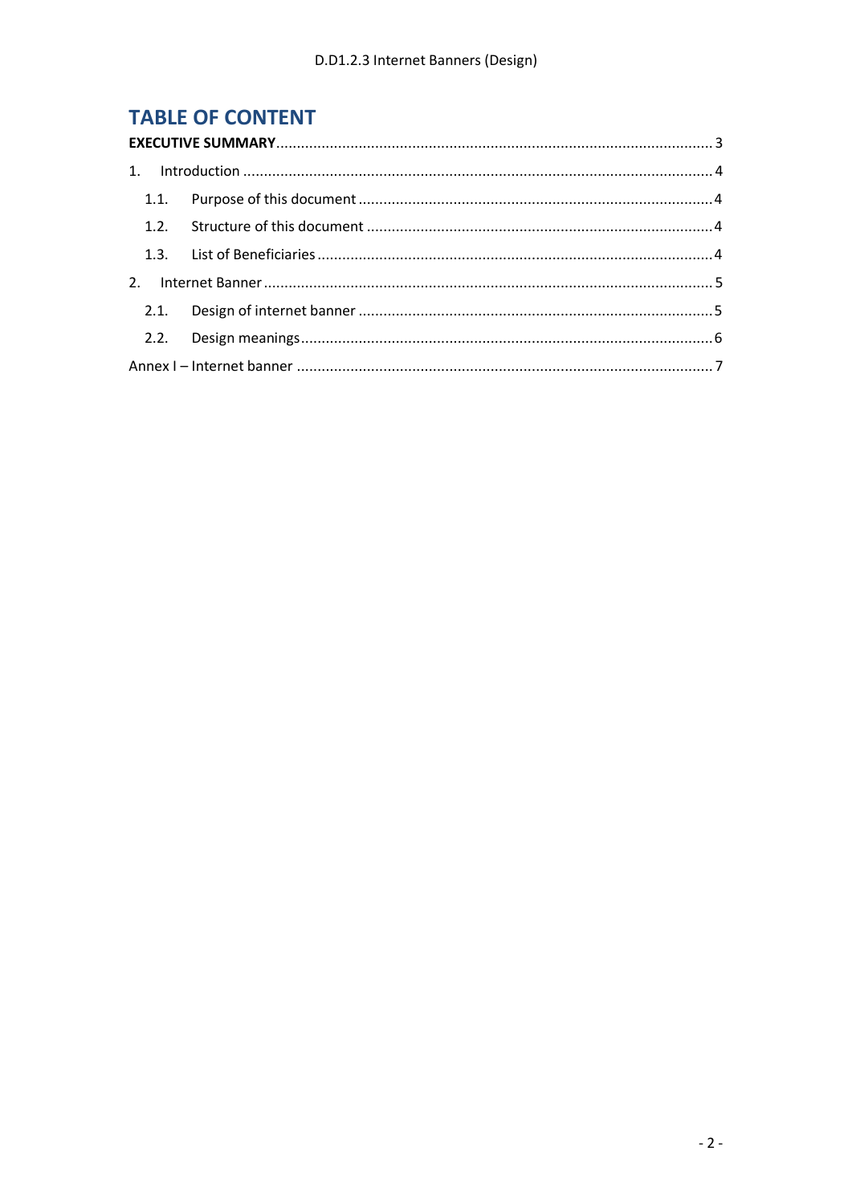# TABLE OF CONTENT

**EXECUTIVE SUMMARY** ........ 3

1. Introduction ........ 4
   - 1.1. Purpose of this document ........ 4
   - 1.2. Structure of this document ........ 4
   - 1.3. List of Beneficiaries ........ 4
2. Internet Banner ........ 5
   - 2.1. Design of internet banner ........ 5
   - 2.2. Design meanings ........ 6

Annex I – Internet banner ........ 7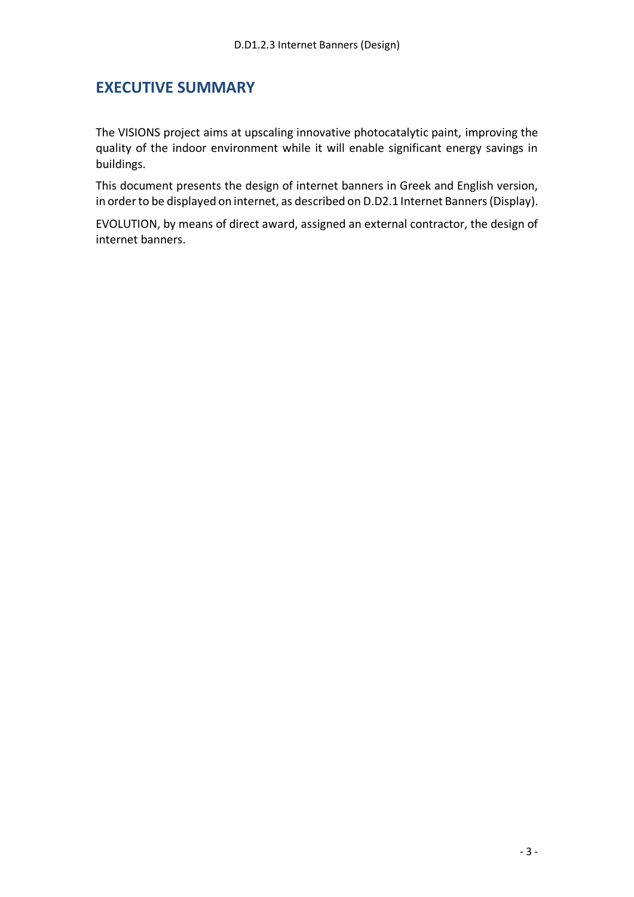## EXECUTIVE SUMMARY

The VISIONS project aims at upscaling innovative photocatalytic paint, improving the quality of the indoor environment while it will enable significant energy savings in buildings.

This document presents the design of internet banners in Greek and English version, in order to be displayed on internet, as described on D.D2.1 Internet Banners (Display).

EVOLUTION, by means of direct award, assigned an external contractor, the design of internet banners.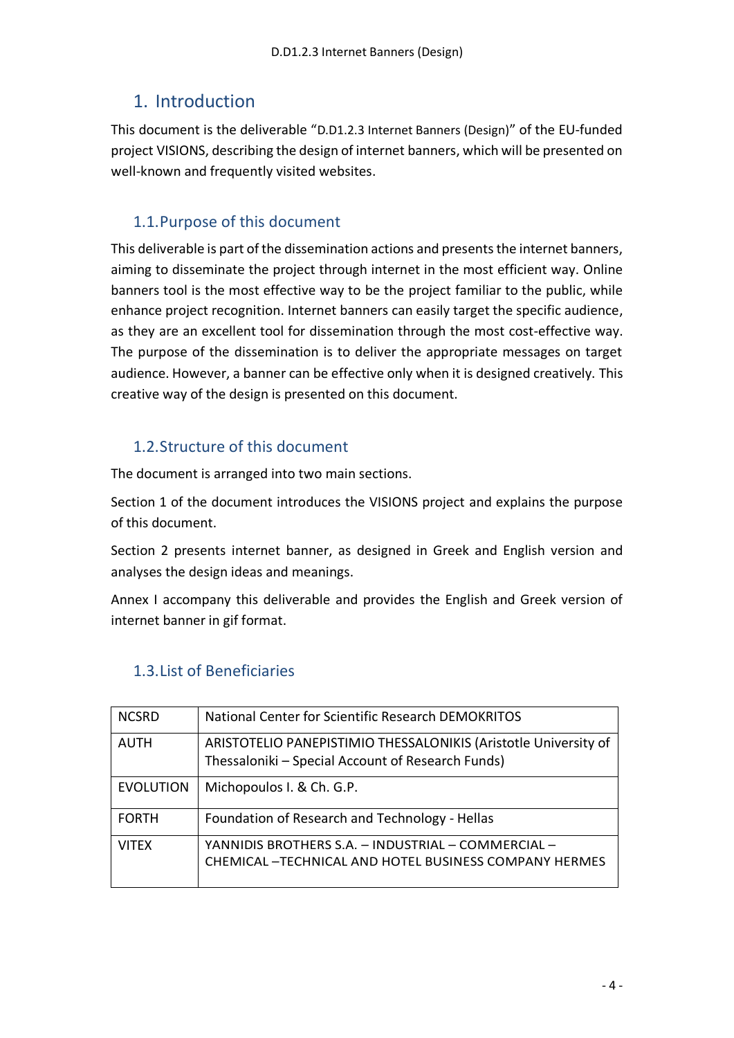# 1. Introduction

This document is the deliverable "D.D1.2.3 Internet Banners (Design)" of the EU-funded project VISIONS, describing the design of internet banners, which will be presented on well-known and frequently visited websites.

## 1.1. Purpose of this document

This deliverable is part of the dissemination actions and presents the internet banners, aiming to disseminate the project through internet in the most efficient way. Online banners tool is the most effective way to be the project familiar to the public, while enhance project recognition. Internet banners can easily target the specific audience, as they are an excellent tool for dissemination through the most cost-effective way. The purpose of the dissemination is to deliver the appropriate messages on target audience. However, a banner can be effective only when it is designed creatively. This creative way of the design is presented on this document.

## 1.2. Structure of this document

The document is arranged into two main sections.

Section 1 of the document introduces the VISIONS project and explains the purpose of this document.

Section 2 presents internet banner, as designed in Greek and English version and analyses the design ideas and meanings.

Annex I accompany this deliverable and provides the English and Greek version of internet banner in gif format.

## 1.3. List of Beneficiaries

| | |
|---|---|
| NCSRD | National Center for Scientific Research DEMOKRITOS |
| AUTH | ARISTOTELIO PANEPISTIMIO THESSALONIKIS (Aristotle University of Thessaloniki – Special Account of Research Funds) |
| EVOLUTION | Michopoulos I. & Ch. G.P. |
| FORTH | Foundation of Research and Technology - Hellas |
| VITEX | YANNIDIS BROTHERS S.A. – INDUSTRIAL – COMMERCIAL – CHEMICAL –TECHNICAL AND HOTEL BUSINESS COMPANY HERMES |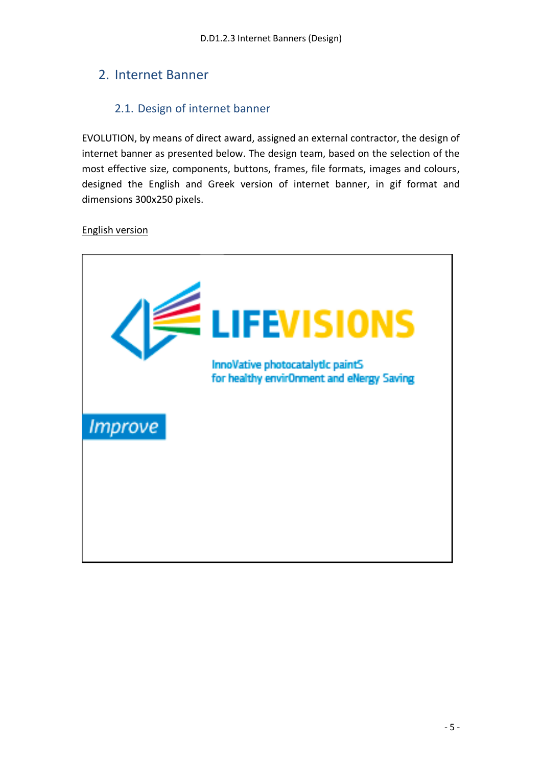## 2. Internet Banner

### 2.1. Design of internet banner

EVOLUTION, by means of direct award, assigned an external contractor, the design of internet banner as presented below. The design team, based on the selection of the most effective size, components, buttons, frames, file formats, images and colours, designed the English and Greek version of internet banner, in gif format and dimensions 300x250 pixels.

English version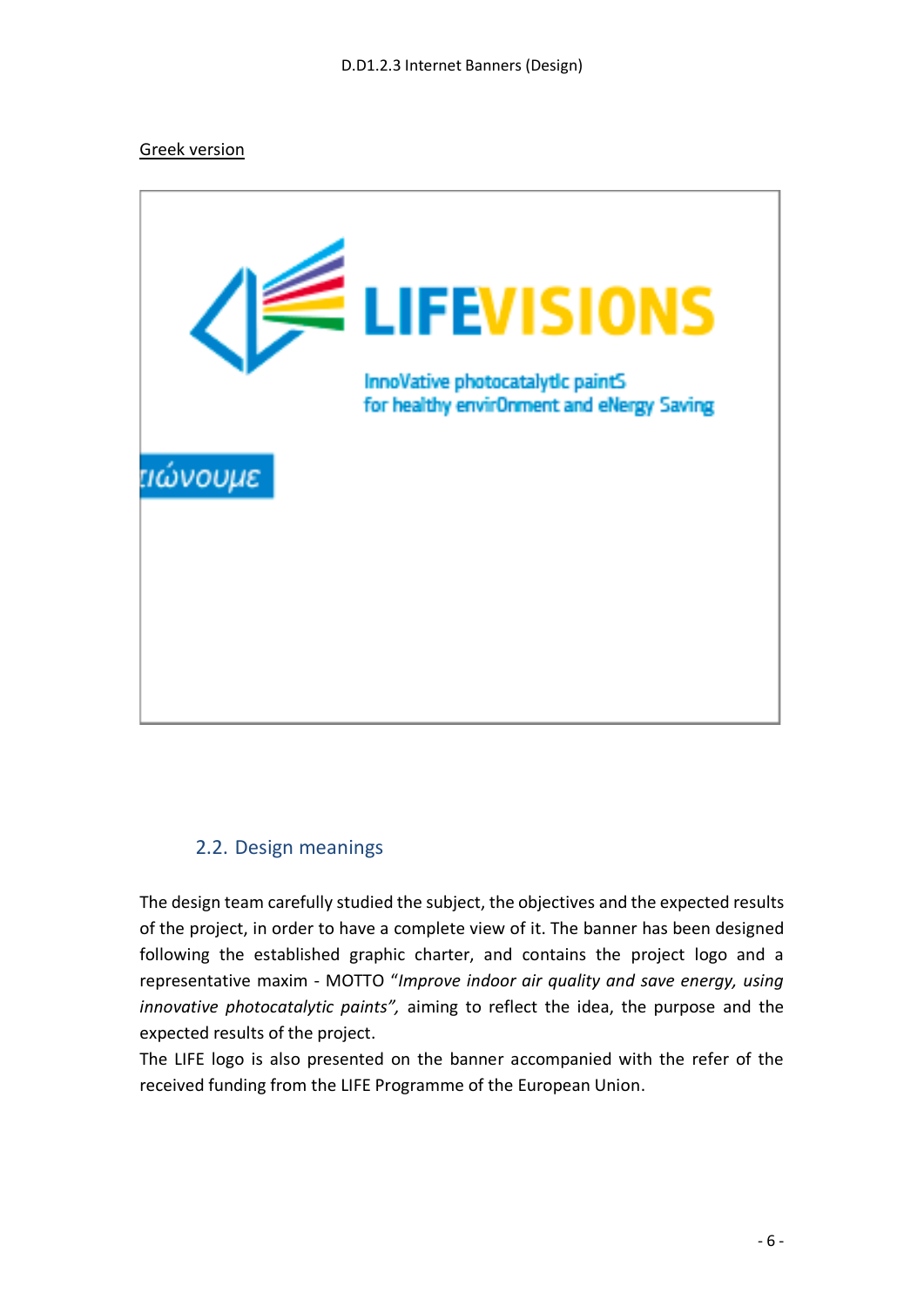Greek version

LIFEVISIONS

InnoVative photocatalytic paintS
for healthy envirOnment and eNergy Saving

ιώνουμε

## 2.2. Design meanings

The design team carefully studied the subject, the objectives and the expected results of the project, in order to have a complete view of it. The banner has been designed following the established graphic charter, and contains the project logo and a representative maxim - MOTTO "*Improve indoor air quality and save energy, using innovative photocatalytic paints",* aiming to reflect the idea, the purpose and the expected results of the project.

The LIFE logo is also presented on the banner accompanied with the refer of the received funding from the LIFE Programme of the European Union.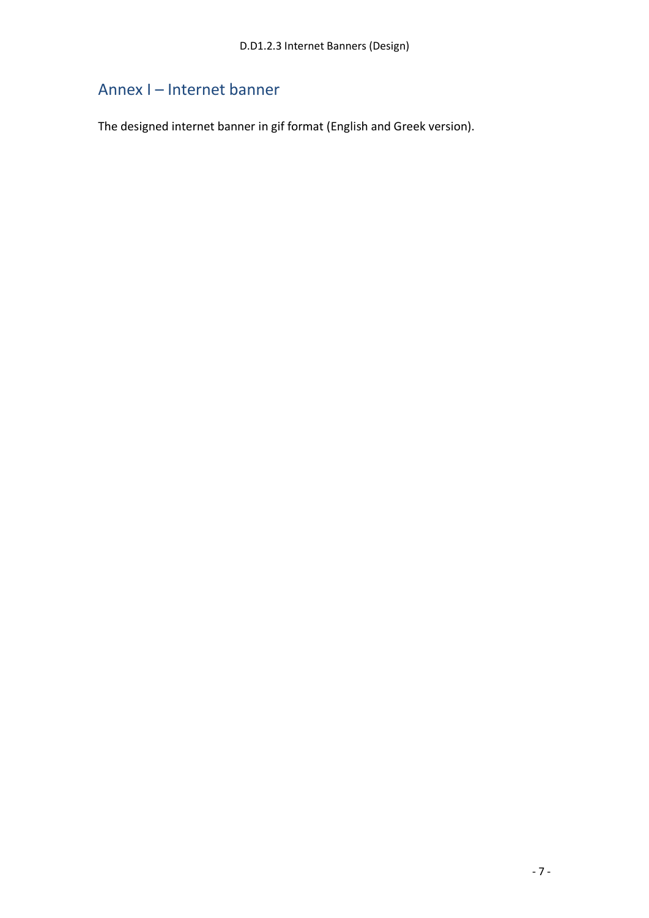# Annex I – Internet banner

The designed internet banner in gif format (English and Greek version).